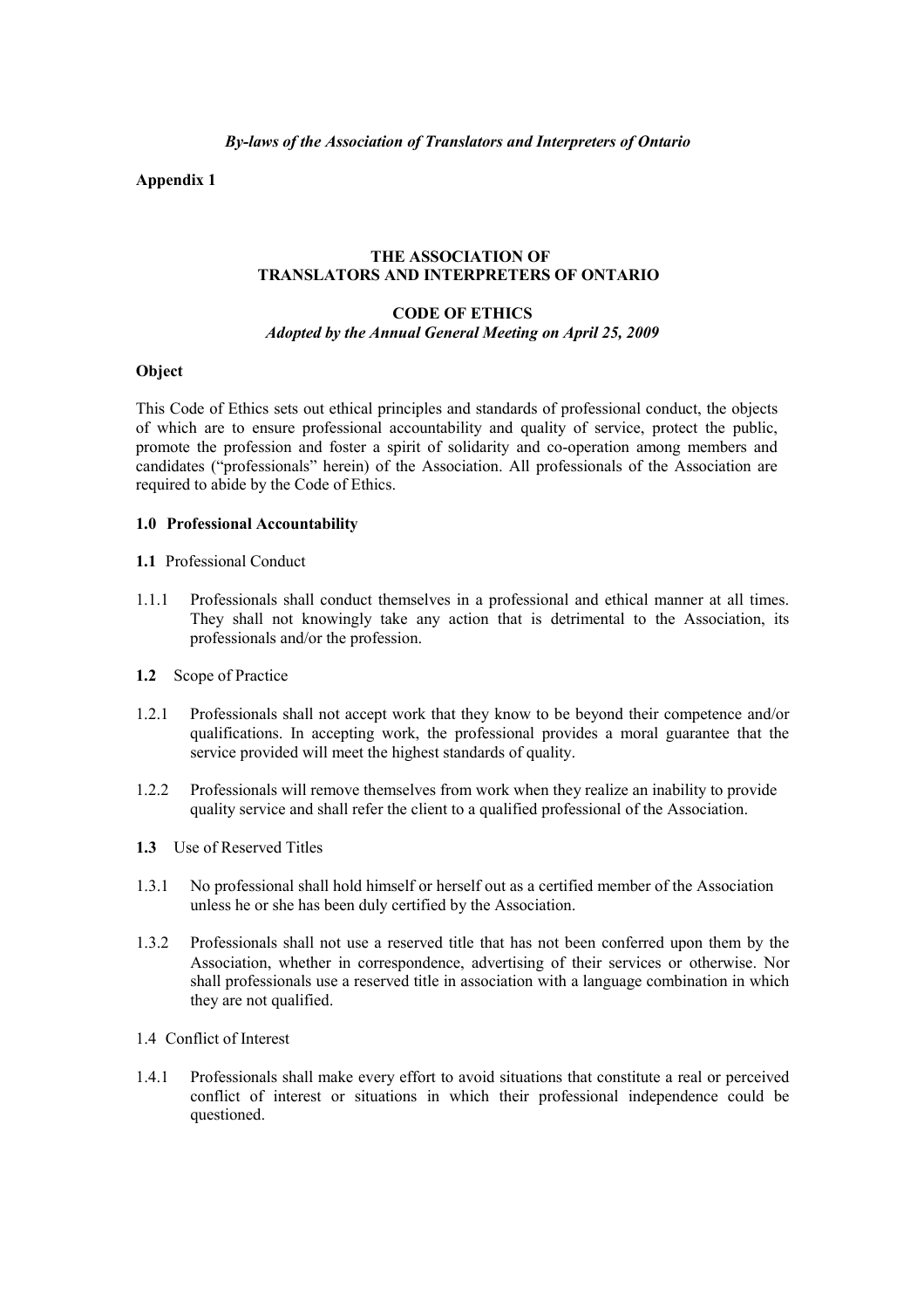*By-laws of the Association of Translators and Interpreters of Ontario*

**Appendix 1**

# THE ASSOCIATION OF TRANSLATORS AND INTERPRETERS OF ONTARIO

## CODE OF ETHICS

*Adopted by the Annual General Meeting on April 25, 2009*

### Object

This Code of Ethics sets out ethical principles and standards of professional conduct, the objects of which are to ensure professional accountability and quality of service, protect the public, promote the profession and foster a spirit of solidarity and co-operation among members and candidates ("professionals" herein) of the Association. All professionals of the Association are required to abide by the Code of Ethics.

### 1.0 Professional Accountability

**1.1** Professional Conduct

1.1.1 Professionals shall conduct themselves in a professional and ethical manner at all times. They shall not knowingly take any action that is detrimental to the Association, its professionals and/or the profession.

**1.2** Scope of Practice

1.2.1 Professionals shall not accept work that they know to be beyond their competence and/or qualifications. In accepting work, the professional provides a moral guarantee that the service provided will meet the highest standards of quality.

1.2.2 Professionals will remove themselves from work when they realize an inability to provide quality service and shall refer the client to a qualified professional of the Association.

**1.3** Use of Reserved Titles

1.3.1 No professional shall hold himself or herself out as a certified member of the Association unless he or she has been duly certified by the Association.

1.3.2 Professionals shall not use a reserved title that has not been conferred upon them by the Association, whether in correspondence, advertising of their services or otherwise. Nor shall professionals use a reserved title in association with a language combination in which they are not qualified.

1.4 Conflict of Interest

1.4.1 Professionals shall make every effort to avoid situations that constitute a real or perceived conflict of interest or situations in which their professional independence could be questioned.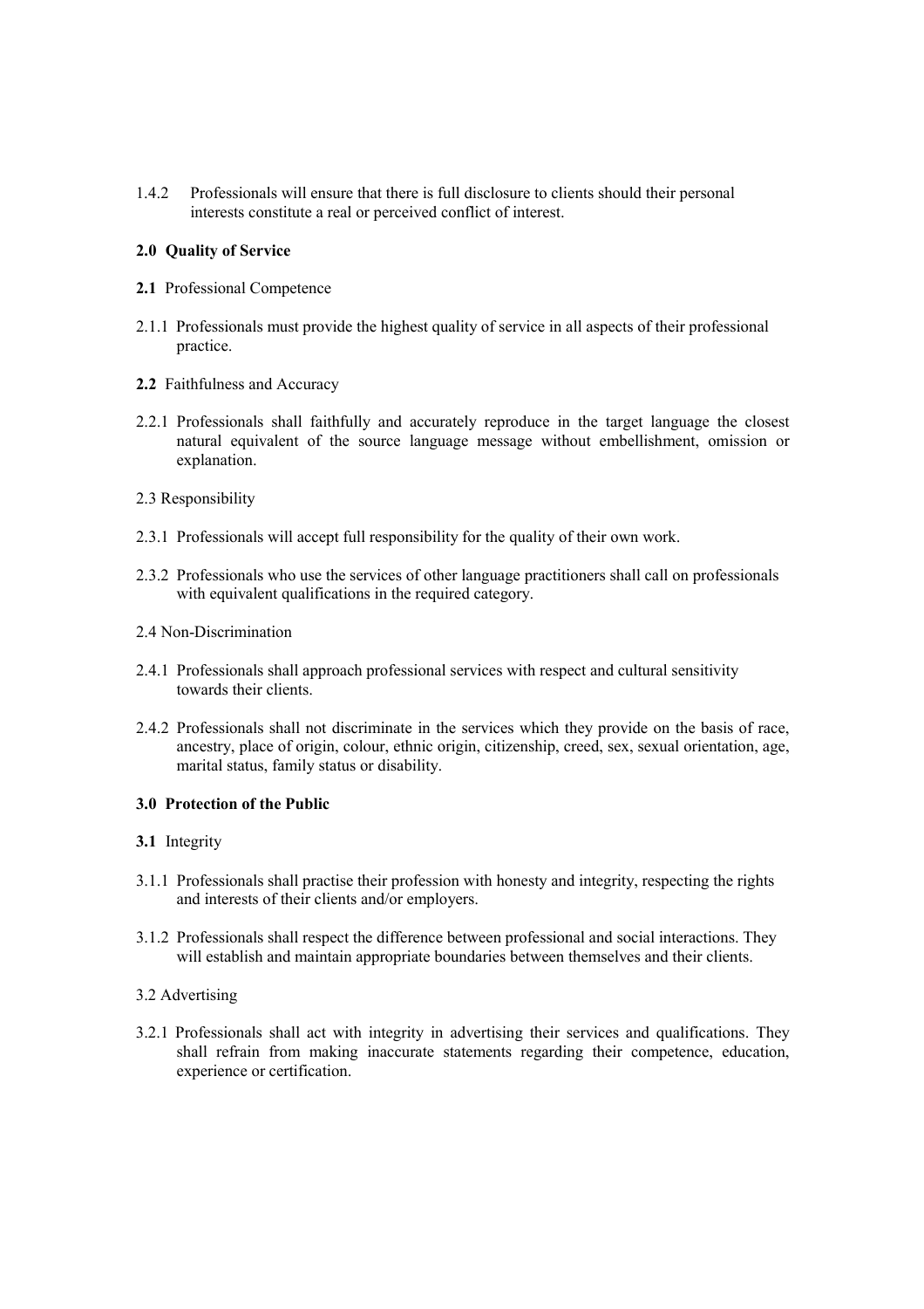1.4.2 Professionals will ensure that there is full disclosure to clients should their personal interests constitute a real or perceived conflict of interest.

## 2.0 Quality of Service

**2.1** Professional Competence

2.1.1 Professionals must provide the highest quality of service in all aspects of their professional practice.

**2.2** Faithfulness and Accuracy

2.2.1 Professionals shall faithfully and accurately reproduce in the target language the closest natural equivalent of the source language message without embellishment, omission or explanation.

2.3 Responsibility

2.3.1 Professionals will accept full responsibility for the quality of their own work.

2.3.2 Professionals who use the services of other language practitioners shall call on professionals with equivalent qualifications in the required category.

2.4 Non-Discrimination

2.4.1 Professionals shall approach professional services with respect and cultural sensitivity towards their clients.

2.4.2 Professionals shall not discriminate in the services which they provide on the basis of race, ancestry, place of origin, colour, ethnic origin, citizenship, creed, sex, sexual orientation, age, marital status, family status or disability.

## 3.0 Protection of the Public

**3.1** Integrity

3.1.1 Professionals shall practise their profession with honesty and integrity, respecting the rights and interests of their clients and/or employers.

3.1.2 Professionals shall respect the difference between professional and social interactions. They will establish and maintain appropriate boundaries between themselves and their clients.

3.2 Advertising

3.2.1 Professionals shall act with integrity in advertising their services and qualifications. They shall refrain from making inaccurate statements regarding their competence, education, experience or certification.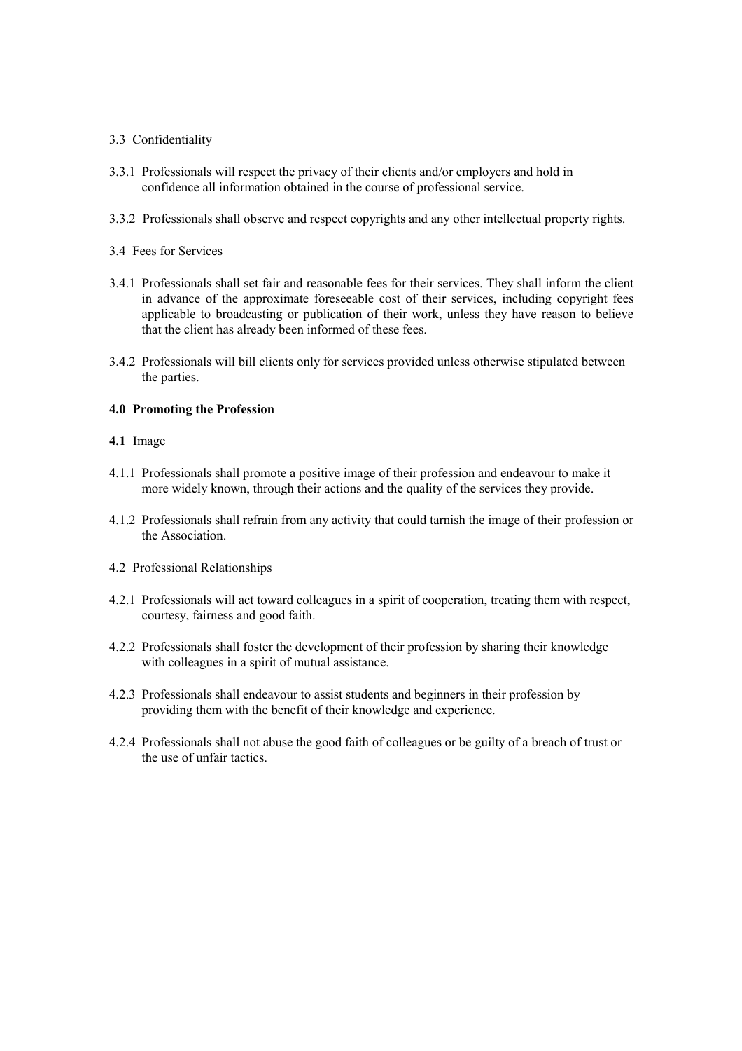3.3 Confidentiality

3.3.1 Professionals will respect the privacy of their clients and/or employers and hold in confidence all information obtained in the course of professional service.

3.3.2 Professionals shall observe and respect copyrights and any other intellectual property rights.

3.4 Fees for Services

3.4.1 Professionals shall set fair and reasonable fees for their services. They shall inform the client in advance of the approximate foreseeable cost of their services, including copyright fees applicable to broadcasting or publication of their work, unless they have reason to believe that the client has already been informed of these fees.

3.4.2 Professionals will bill clients only for services provided unless otherwise stipulated between the parties.

**4.0 Promoting the Profession**

**4.1** Image

4.1.1 Professionals shall promote a positive image of their profession and endeavour to make it more widely known, through their actions and the quality of the services they provide.

4.1.2 Professionals shall refrain from any activity that could tarnish the image of their profession or the Association.

4.2 Professional Relationships

4.2.1 Professionals will act toward colleagues in a spirit of cooperation, treating them with respect, courtesy, fairness and good faith.

4.2.2 Professionals shall foster the development of their profession by sharing their knowledge with colleagues in a spirit of mutual assistance.

4.2.3 Professionals shall endeavour to assist students and beginners in their profession by providing them with the benefit of their knowledge and experience.

4.2.4 Professionals shall not abuse the good faith of colleagues or be guilty of a breach of trust or the use of unfair tactics.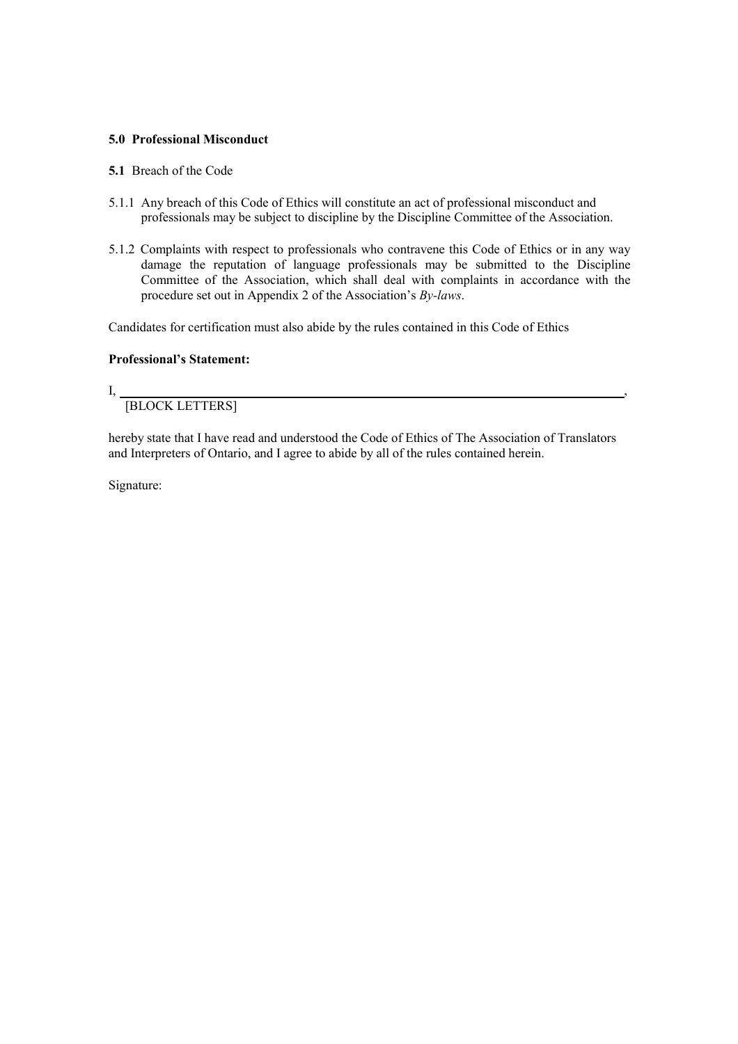### 5.0 Professional Misconduct

**5.1** Breach of the Code

5.1.1 Any breach of this Code of Ethics will constitute an act of professional misconduct and professionals may be subject to discipline by the Discipline Committee of the Association.

5.1.2 Complaints with respect to professionals who contravene this Code of Ethics or in any way damage the reputation of language professionals may be submitted to the Discipline Committee of the Association, which shall deal with complaints in accordance with the procedure set out in Appendix 2 of the Association's *By-laws*.

Candidates for certification must also abide by the rules contained in this Code of Ethics

**Professional's Statement:**

I, ______________________________________________________________________,
[BLOCK LETTERS]

hereby state that I have read and understood the Code of Ethics of The Association of Translators and Interpreters of Ontario, and I agree to abide by all of the rules contained herein.

Signature: